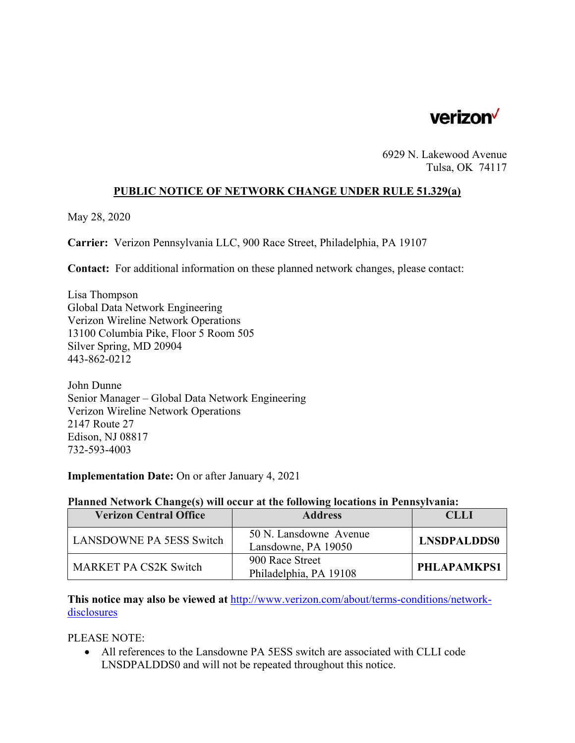verizon

6929 N. Lakewood Avenue
Tulsa, OK 74117

## PUBLIC NOTICE OF NETWORK CHANGE UNDER RULE 51.329(a)

May 28, 2020

**Carrier:** Verizon Pennsylvania LLC, 900 Race Street, Philadelphia, PA 19107

**Contact:** For additional information on these planned network changes, please contact:

Lisa Thompson
Global Data Network Engineering
Verizon Wireline Network Operations
13100 Columbia Pike, Floor 5 Room 505
Silver Spring, MD 20904
443-862-0212

John Dunne
Senior Manager – Global Data Network Engineering
Verizon Wireline Network Operations
2147 Route 27
Edison, NJ 08817
732-593-4003

**Implementation Date:** On or after January 4, 2021

**Planned Network Change(s) will occur at the following locations in Pennsylvania:**

| Verizon Central Office | Address | CLLI |
|---|---|---|
| LANSDOWNE PA 5ESS Switch | 50 N. Lansdowne Avenue Lansdowne, PA 19050 | **LNSDPALDDS0** |
| MARKET PA CS2K Switch | 900 Race Street Philadelphia, PA 19108 | **PHLAPAMKPS1** |

**This notice may also be viewed at** http://www.verizon.com/about/terms-conditions/network-disclosures

PLEASE NOTE:

- All references to the Lansdowne PA 5ESS switch are associated with CLLI code LNSDPALDDS0 and will not be repeated throughout this notice.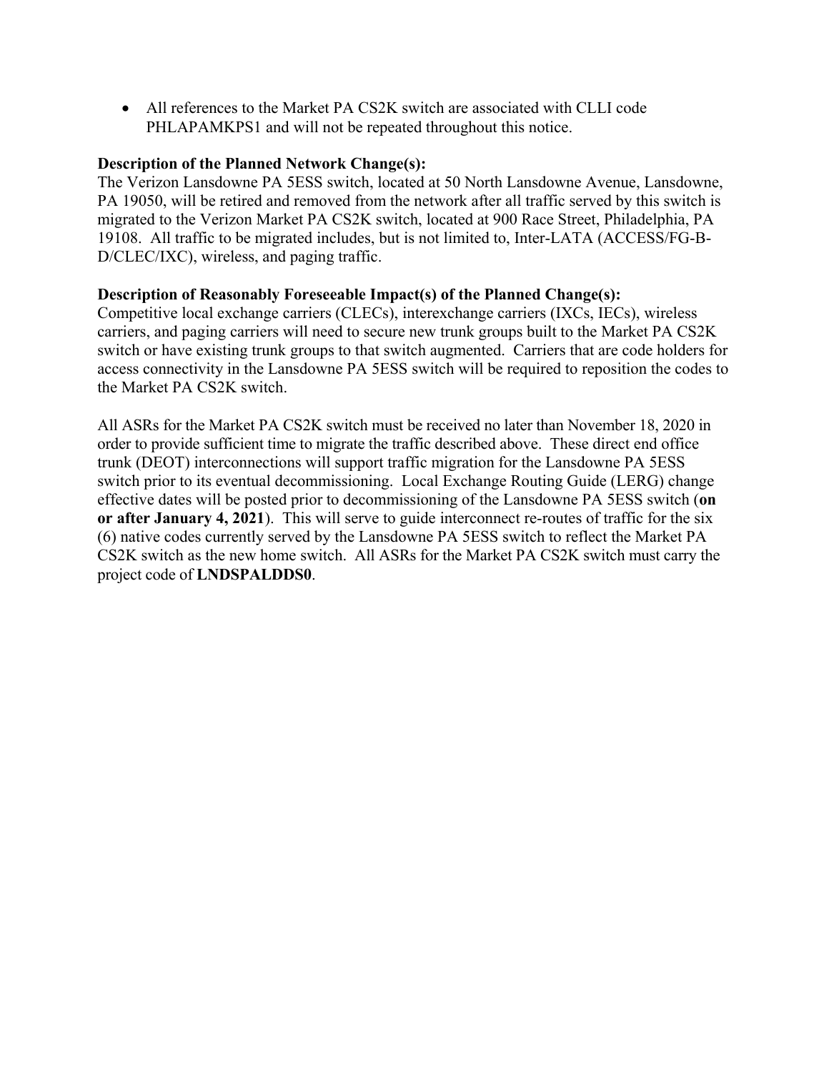- All references to the Market PA CS2K switch are associated with CLLI code PHLAPAMKPS1 and will not be repeated throughout this notice.

**Description of the Planned Network Change(s):**
The Verizon Lansdowne PA 5ESS switch, located at 50 North Lansdowne Avenue, Lansdowne, PA 19050, will be retired and removed from the network after all traffic served by this switch is migrated to the Verizon Market PA CS2K switch, located at 900 Race Street, Philadelphia, PA 19108. All traffic to be migrated includes, but is not limited to, Inter-LATA (ACCESS/FG-B-D/CLEC/IXC), wireless, and paging traffic.

**Description of Reasonably Foreseeable Impact(s) of the Planned Change(s):**
Competitive local exchange carriers (CLECs), interexchange carriers (IXCs, IECs), wireless carriers, and paging carriers will need to secure new trunk groups built to the Market PA CS2K switch or have existing trunk groups to that switch augmented. Carriers that are code holders for access connectivity in the Lansdowne PA 5ESS switch will be required to reposition the codes to the Market PA CS2K switch.

All ASRs for the Market PA CS2K switch must be received no later than November 18, 2020 in order to provide sufficient time to migrate the traffic described above. These direct end office trunk (DEOT) interconnections will support traffic migration for the Lansdowne PA 5ESS switch prior to its eventual decommissioning. Local Exchange Routing Guide (LERG) change effective dates will be posted prior to decommissioning of the Lansdowne PA 5ESS switch (**on or after January 4, 2021**). This will serve to guide interconnect re-routes of traffic for the six (6) native codes currently served by the Lansdowne PA 5ESS switch to reflect the Market PA CS2K switch as the new home switch. All ASRs for the Market PA CS2K switch must carry the project code of **LNDSPALDDS0**.